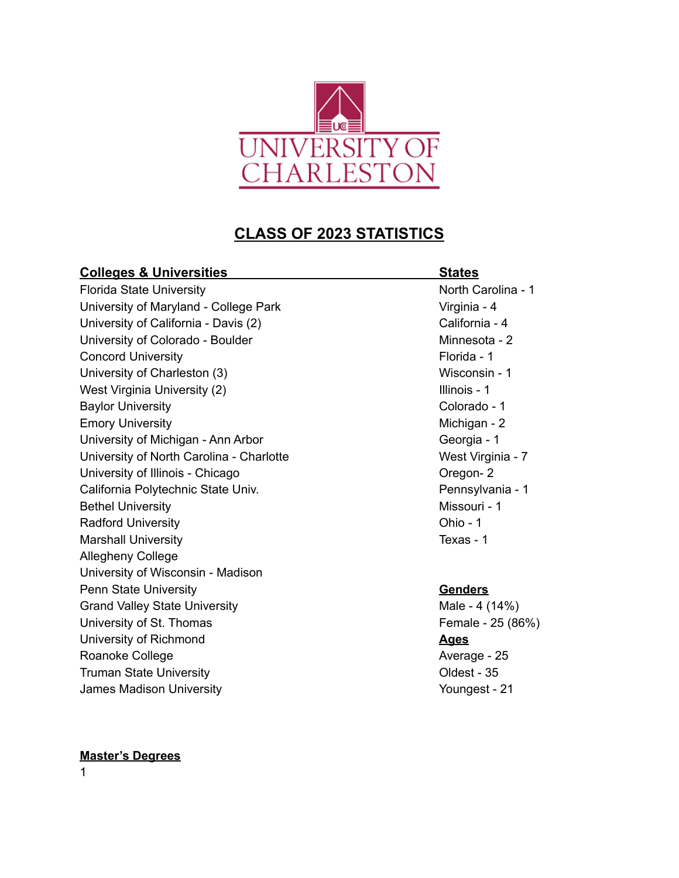UNIVERSITY OF CHARLESTON

# CLASS OF 2023 STATISTICS

## Colleges & Universities

Florida State University
University of Maryland - College Park
University of California - Davis (2)
University of Colorado - Boulder
Concord University
University of Charleston (3)
West Virginia University (2)
Baylor University
Emory University
University of Michigan - Ann Arbor
University of North Carolina - Charlotte
University of Illinois - Chicago
California Polytechnic State Univ.
Bethel University
Radford University
Marshall University
Allegheny College
University of Wisconsin - Madison
Penn State University
Grand Valley State University
University of St. Thomas
University of Richmond
Roanoke College
Truman State University
James Madison University

## States

North Carolina - 1
Virginia - 4
California - 4
Minnesota - 2
Florida - 1
Wisconsin - 1
Illinois - 1
Colorado - 1
Michigan - 2
Georgia - 1
West Virginia - 7
Oregon- 2
Pennsylvania - 1
Missouri - 1
Ohio - 1
Texas - 1

## Genders

Male - 4 (14%)
Female - 25 (86%)

## Ages

Average - 25
Oldest - 35
Youngest - 21

## Master's Degrees

1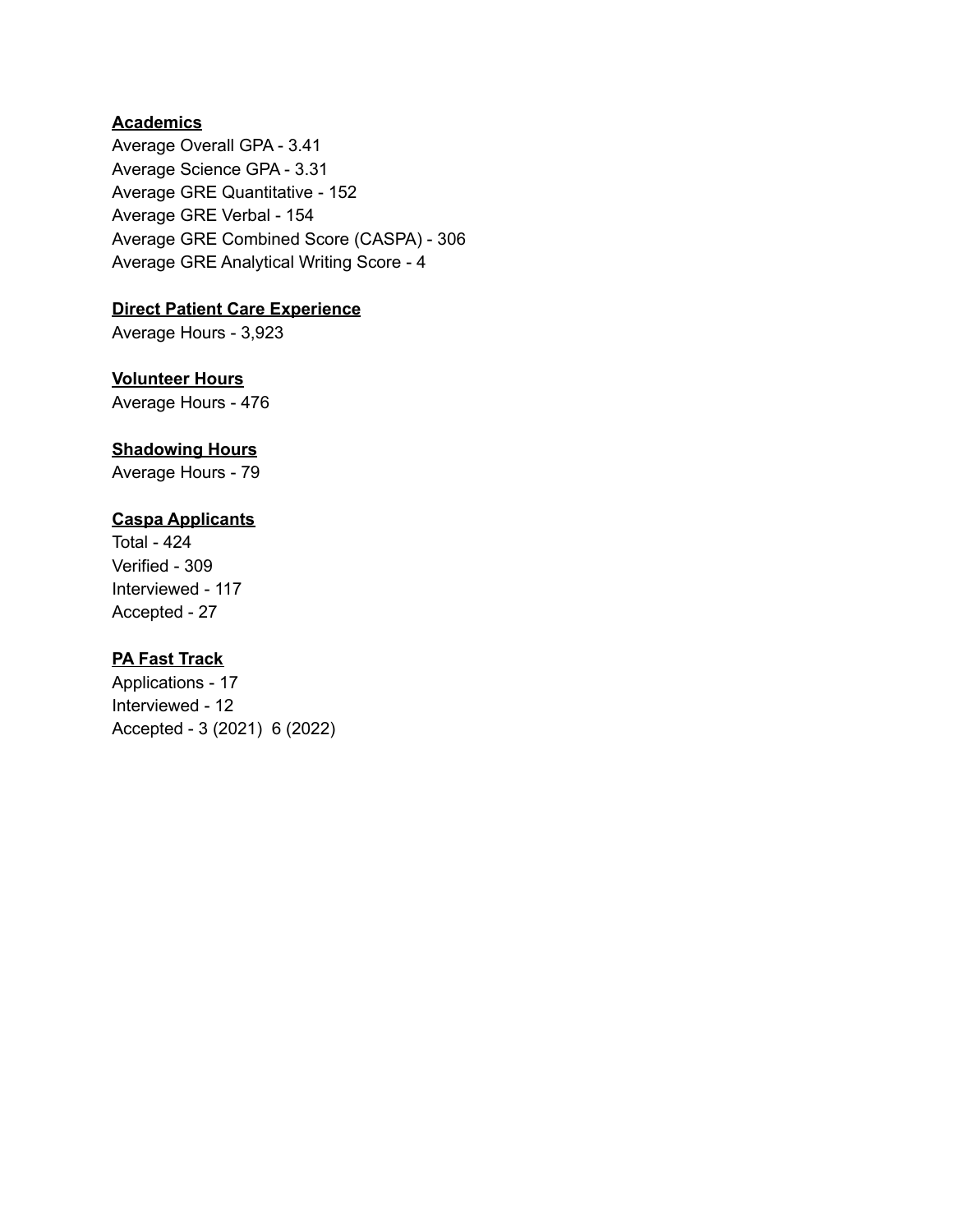**Academics**

Average Overall GPA - 3.41
Average Science GPA - 3.31
Average GRE Quantitative - 152
Average GRE Verbal - 154
Average GRE Combined Score (CASPA) - 306
Average GRE Analytical Writing Score - 4

**Direct Patient Care Experience**

Average Hours - 3,923

**Volunteer Hours**

Average Hours - 476

**Shadowing Hours**

Average Hours - 79

**Caspa Applicants**

Total - 424
Verified - 309
Interviewed - 117
Accepted - 27

**PA Fast Track**

Applications - 17
Interviewed - 12
Accepted - 3 (2021) 6 (2022)